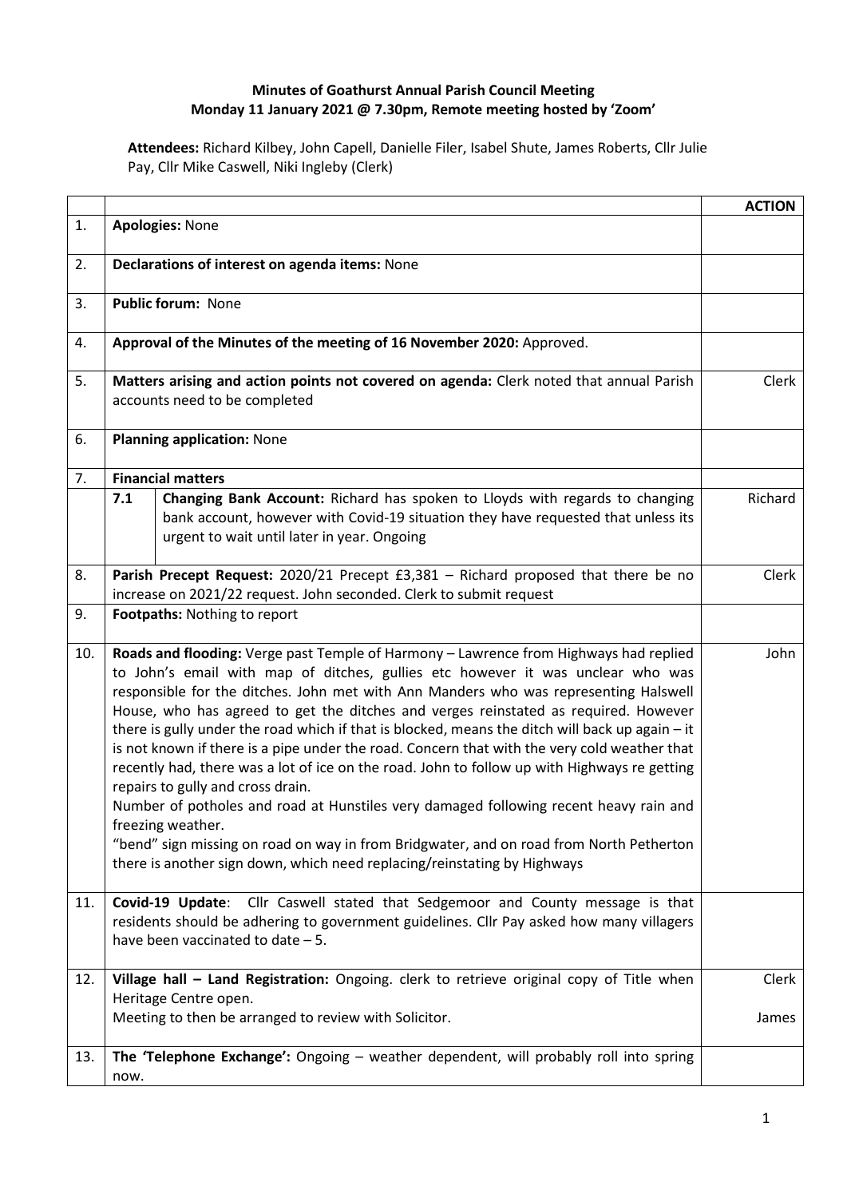**Minutes of Goathurst Annual Parish Council Meeting**
**Monday 11 January 2021 @ 7.30pm, Remote meeting hosted by 'Zoom'**

**Attendees:** Richard Kilbey, John Capell, Danielle Filer, Isabel Shute, James Roberts, Cllr Julie Pay, Cllr Mike Caswell, Niki Ingleby (Clerk)

| | | | **ACTION** |
|---|---|---|---|
| 1. | **Apologies:** None | | |
| 2. | **Declarations of interest on agenda items:** None | | |
| 3. | **Public forum:** None | | |
| 4. | **Approval of the Minutes of the meeting of 16 November 2020:** Approved. | | |
| 5. | **Matters arising and action points not covered on agenda:** Clerk noted that annual Parish accounts need to be completed | | Clerk |
| 6. | **Planning application:** None | | |
| 7. | **Financial matters** | | |
| | **7.1** | **Changing Bank Account:** Richard has spoken to Lloyds with regards to changing bank account, however with Covid-19 situation they have requested that unless its urgent to wait until later in year. Ongoing | Richard |
| 8. | **Parish Precept Request:** 2020/21 Precept £3,381 – Richard proposed that there be no increase on 2021/22 request. John seconded. Clerk to submit request | | Clerk |
| 9. | **Footpaths:** Nothing to report | | |
| 10. | **Roads and flooding:** Verge past Temple of Harmony – Lawrence from Highways had replied to John's email with map of ditches, gullies etc however it was unclear who was responsible for the ditches. John met with Ann Manders who was representing Halswell House, who has agreed to get the ditches and verges reinstated as required. However there is gully under the road which if that is blocked, means the ditch will back up again – it is not known if there is a pipe under the road. Concern that with the very cold weather that recently had, there was a lot of ice on the road. John to follow up with Highways re getting repairs to gully and cross drain.<br>Number of potholes and road at Hunstiles very damaged following recent heavy rain and freezing weather.<br>"bend" sign missing on road on way in from Bridgwater, and on road from North Petherton there is another sign down, which need replacing/reinstating by Highways | | John |
| 11. | **Covid-19 Update**: Cllr Caswell stated that Sedgemoor and County message is that residents should be adhering to government guidelines. Cllr Pay asked how many villagers have been vaccinated to date – 5. | | |
| 12. | **Village hall – Land Registration:** Ongoing. clerk to retrieve original copy of Title when Heritage Centre open.<br>Meeting to then be arranged to review with Solicitor. | | Clerk<br><br>James |
| 13. | **The 'Telephone Exchange':** Ongoing – weather dependent, will probably roll into spring now. | | |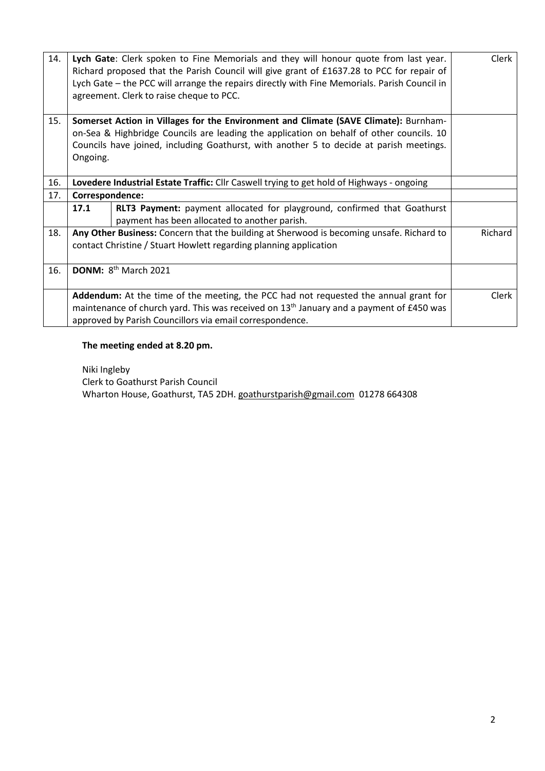| | | |
|---|---|---|
| 14. | **Lych Gate**: Clerk spoken to Fine Memorials and they will honour quote from last year. Richard proposed that the Parish Council will give grant of £1637.28 to PCC for repair of Lych Gate – the PCC will arrange the repairs directly with Fine Memorials. Parish Council in agreement. Clerk to raise cheque to PCC. | Clerk |
| 15. | **Somerset Action in Villages for the Environment and Climate (SAVE Climate):** Burnham-on-Sea & Highbridge Councils are leading the application on behalf of other councils. 10 Councils have joined, including Goathurst, with another 5 to decide at parish meetings. Ongoing. | |
| 16. | **Lovedere Industrial Estate Traffic:** Cllr Caswell trying to get hold of Highways - ongoing | |
| 17. | **Correspondence:** | |
| | **17.1** **RLT3 Payment:** payment allocated for playground, confirmed that Goathurst payment has been allocated to another parish. | |
| 18. | **Any Other Business:** Concern that the building at Sherwood is becoming unsafe. Richard to contact Christine / Stuart Howlett regarding planning application | Richard |
| 16. | **DONM:** 8th March 2021 | |
| | **Addendum:** At the time of the meeting, the PCC had not requested the annual grant for maintenance of church yard. This was received on 13th January and a payment of £450 was approved by Parish Councillors via email correspondence. | Clerk |

**The meeting ended at 8.20 pm.**

Niki Ingleby
Clerk to Goathurst Parish Council
Wharton House, Goathurst, TA5 2DH. goathurstparish@gmail.com 01278 664308